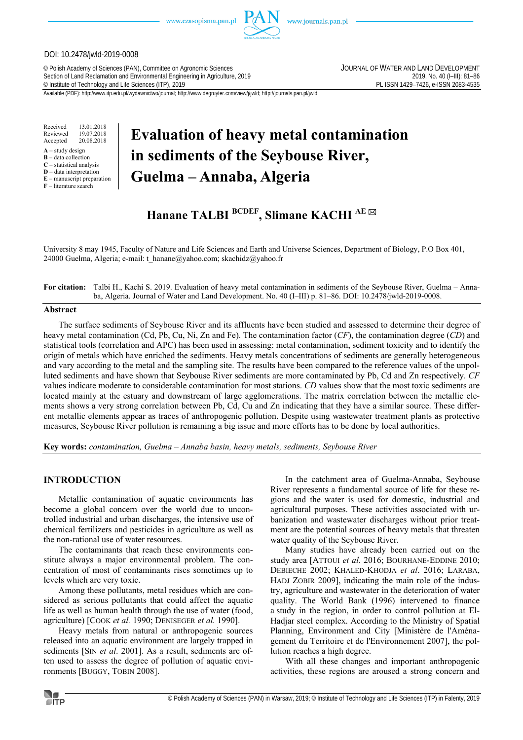DOI: 10.2478/jwld-2019-0008

© Polish Academy of Sciences (PAN), Committee on Agronomic Sciences
Section of Land Reclamation and Environmental Engineering in Agriculture, 2019
© Institute of Technology and Life Sciences (ITP), 2019

JOURNAL OF WATER AND LAND DEVELOPMENT
2019, No. 40 (I–III): 81–86
PL ISSN 1429–7426, e-ISSN 2083-4535

Available (PDF): http://www.itp.edu.pl/wydawnictwo/journal; http://www.degruyter.com/view/j/jwld; http://journals.pan.pl/jwld

Received 13.01.2018
Reviewed 19.07.2018
Accepted 20.08.2018

**A** – study design
**B** – data collection
**C** – statistical analysis
**D** – data interpretation
**E** – manuscript preparation
**F** – literature search

# Evaluation of heavy metal contamination in sediments of the Seybouse River, Guelma – Annaba, Algeria

**Hanane TALBI** [BCDEF], **Slimane KACHI** [AE] ✉

University 8 may 1945, Faculty of Nature and Life Sciences and Earth and Universe Sciences, Department of Biology, P.O Box 401, 24000 Guelma, Algeria; e-mail: t_hanane@yahoo.com; skachidz@yahoo.fr

**For citation:** Talbi H., Kachi S. 2019. Evaluation of heavy metal contamination in sediments of the Seybouse River, Guelma – Annaba, Algeria. Journal of Water and Land Development. No. 40 (I–III) p. 81–86. DOI: 10.2478/jwld-2019-0008.

## Abstract

The surface sediments of Seybouse River and its affluents have been studied and assessed to determine their degree of heavy metal contamination (Cd, Pb, Cu, Ni, Zn and Fe). The contamination factor (*CF*), the contamination degree (*CD*) and statistical tools (correlation and APC) has been used in assessing: metal contamination, sediment toxicity and to identify the origin of metals which have enriched the sediments. Heavy metals concentrations of sediments are generally heterogeneous and vary according to the metal and the sampling site. The results have been compared to the reference values of the unpolluted sediments and have shown that Seybouse River sediments are more contaminated by Pb, Cd and Zn respectively. *CF* values indicate moderate to considerable contamination for most stations. *CD* values show that the most toxic sediments are located mainly at the estuary and downstream of large agglomerations. The matrix correlation between the metallic elements shows a very strong correlation between Pb, Cd, Cu and Zn indicating that they have a similar source. These different metallic elements appear as traces of anthropogenic pollution. Despite using wastewater treatment plants as protective measures, Seybouse River pollution is remaining a big issue and more efforts has to be done by local authorities.

**Key words:** *contamination, Guelma – Annaba basin, heavy metals, sediments, Seybouse River*

## INTRODUCTION

Metallic contamination of aquatic environments has become a global concern over the world due to uncontrolled industrial and urban discharges, the intensive use of chemical fertilizers and pesticides in agriculture as well as the non-rational use of water resources.

The contaminants that reach these environments constitute always a major environmental problem. The concentration of most of contaminants rises sometimes up to levels which are very toxic.

Among these pollutants, metal residues which are considered as serious pollutants that could affect the aquatic life as well as human health through the use of water (food, agriculture) [COOK *et al.* 1990; DENISEGER *et al.* 1990].

Heavy metals from natural or anthropogenic sources released into an aquatic environment are largely trapped in sediments [SIN *et al*. 2001]. As a result, sediments are often used to assess the degree of pollution of aquatic environments [BUGGY, TOBIN 2008].

In the catchment area of Guelma-Annaba, Seybouse River represents a fundamental source of life for these regions and the water is used for domestic, industrial and agricultural purposes. These activities associated with urbanization and wastewater discharges without prior treatment are the potential sources of heavy metals that threaten water quality of the Seybouse River.

Many studies have already been carried out on the study area [ATTOUI *et al*. 2016; BOURHANE-EDDINE 2010; DEBIECHE 2002; KHALED-KHODJA *et al*. 2016; LARABA, HADJ ZOBIR 2009], indicating the main role of the industry, agriculture and wastewater in the deterioration of water quality. The World Bank (1996) intervened to finance a study in the region, in order to control pollution at El-Hadjar steel complex. According to the Ministry of Spatial Planning, Environment and City [Ministère de l'Aménagement du Territoire et de l'Environnement 2007], the pollution reaches a high degree.

With all these changes and important anthropogenic activities, these regions are aroused a strong concern and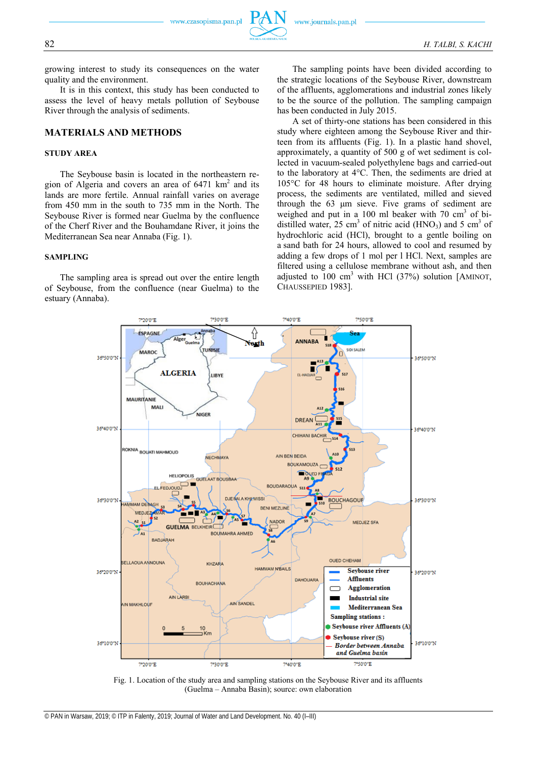growing interest to study its consequences on the water quality and the environment.

It is in this context, this study has been conducted to assess the level of heavy metals pollution of Seybouse River through the analysis of sediments.

## MATERIALS AND METHODS

### STUDY AREA

The Seybouse basin is located in the northeastern region of Algeria and covers an area of 6471 km$^2$ and its lands are more fertile. Annual rainfall varies on average from 450 mm in the south to 735 mm in the North. The Seybouse River is formed near Guelma by the confluence of the Cherf River and the Bouhamdane River, it joins the Mediterranean Sea near Annaba (Fig. 1).

### SAMPLING

The sampling area is spread out over the entire length of Seybouse, from the confluence (near Guelma) to the estuary (Annaba).

The sampling points have been divided according to the strategic locations of the Seybouse River, downstream of the affluents, agglomerations and industrial zones likely to be the source of the pollution. The sampling campaign has been conducted in July 2015.

A set of thirty-one stations has been considered in this study where eighteen among the Seybouse River and thirteen from its affluents (Fig. 1). In a plastic hand shovel, approximately, a quantity of 500 g of wet sediment is collected in vacuum-sealed polyethylene bags and carried-out to the laboratory at 4°C. Then, the sediments are dried at 105°C for 48 hours to eliminate moisture. After drying process, the sediments are ventilated, milled and sieved through the 63 µm sieve. Five grams of sediment are weighed and put in a 100 ml beaker with 70 cm$^3$ of bi-distilled water, 25 cm$^3$ of nitric acid ($HNO_3$) and 5 cm$^3$ of hydrochloric acid (HCl), brought to a gentle boiling on a sand bath for 24 hours, allowed to cool and resumed by adding a few drops of 1 mol per l HCl. Next, samples are filtered using a cellulose membrane without ash, and then adjusted to 100 cm$^3$ with HCl (37%) solution [AMINOT, CHAUSSEPIED 1983].

Fig. 1. Location of the study area and sampling stations on the Seybouse River and its affluents (Guelma – Annaba Basin); source: own elaboration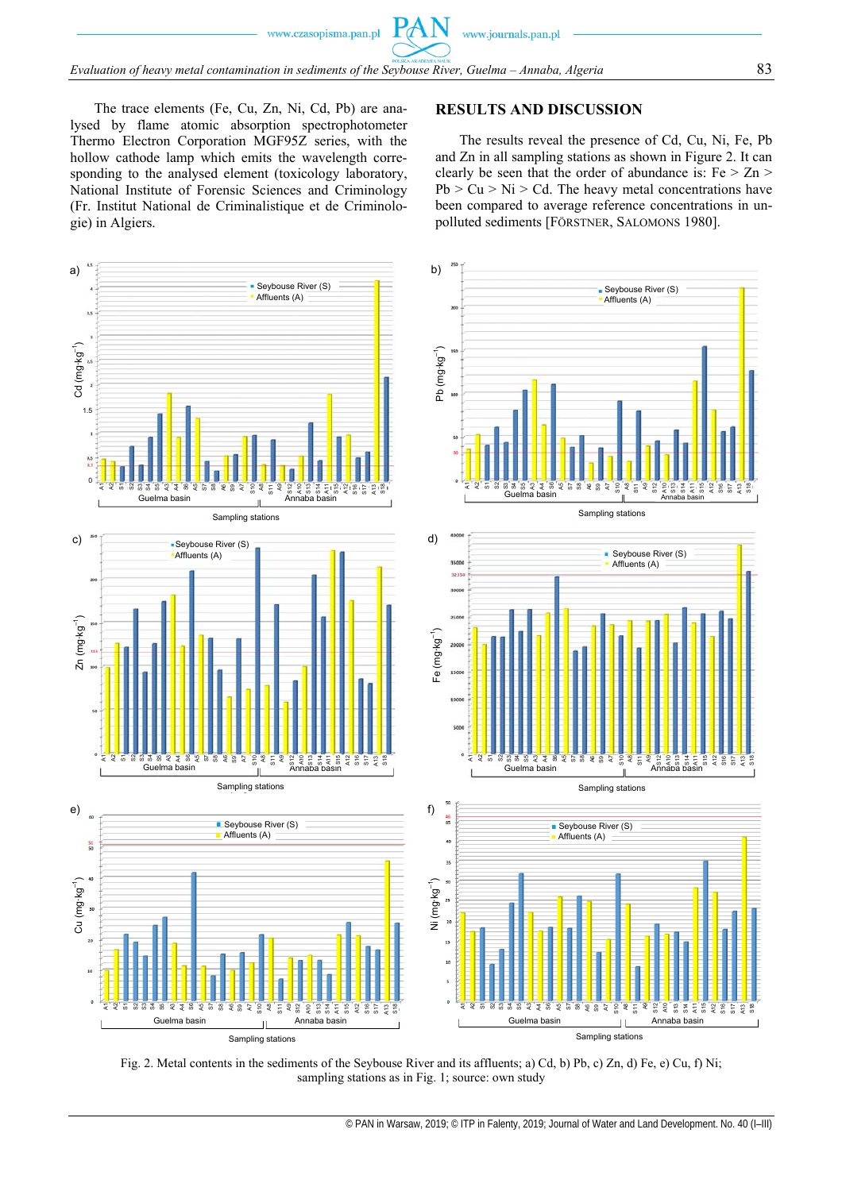The trace elements (Fe, Cu, Zn, Ni, Cd, Pb) are analysed by flame atomic absorption spectrophotometer Thermo Electron Corporation MGF95Z series, with the hollow cathode lamp which emits the wavelength corresponding to the analysed element (toxicology laboratory, National Institute of Forensic Sciences and Criminology (Fr. Institut National de Criminalistique et de Criminologie) in Algiers.

## RESULTS AND DISCUSSION

The results reveal the presence of Cd, Cu, Ni, Fe, Pb and Zn in all sampling stations as shown in Figure 2. It can clearly be seen that the order of abundance is: Fe > Zn > Pb > Cu > Ni > Cd. The heavy metal concentrations have been compared to average reference concentrations in unpolluted sediments [FÖRSTNER, SALOMONS 1980].

Fig. 2. Metal contents in the sediments of the Seybouse River and its affluents; a) Cd, b) Pb, c) Zn, d) Fe, e) Cu, f) Ni; sampling stations as in Fig. 1; source: own study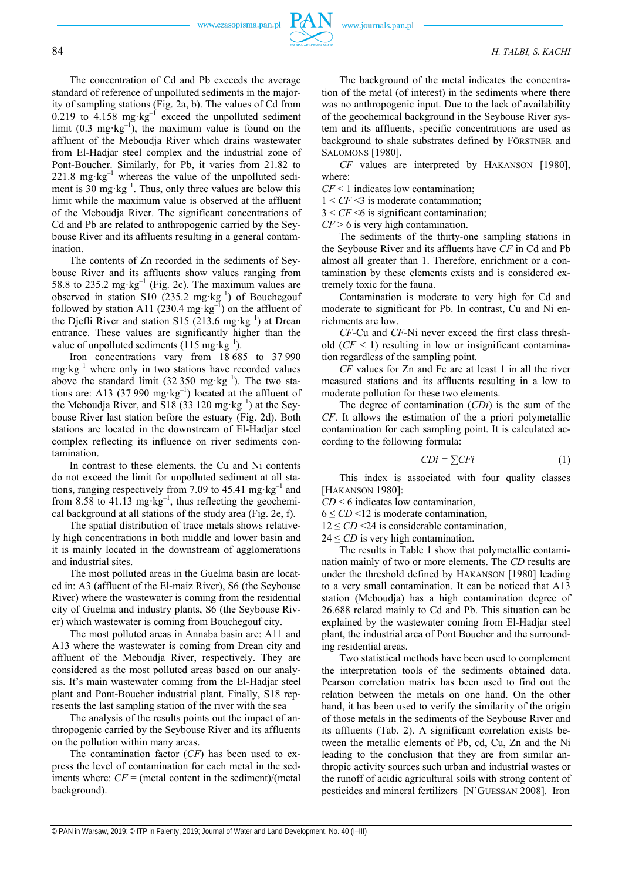The concentration of Cd and Pb exceeds the average standard of reference of unpolluted sediments in the majority of sampling stations (Fig. 2a, b). The values of Cd from 0.219 to 4.158 $mg \cdot kg^{-1}$ exceed the unpolluted sediment limit (0.3 $mg \cdot kg^{-1}$), the maximum value is found on the affluent of the Meboudja River which drains wastewater from El-Hadjar steel complex and the industrial zone of Pont-Boucher. Similarly, for Pb, it varies from 21.82 to 221.8 $mg \cdot kg^{-1}$ whereas the value of the unpolluted sediment is 30 $mg \cdot kg^{-1}$. Thus, only three values are below this limit while the maximum value is observed at the affluent of the Meboudja River. The significant concentrations of Cd and Pb are related to anthropogenic carried by the Seybouse River and its affluents resulting in a general contamination.

The contents of Zn recorded in the sediments of Seybouse River and its affluents show values ranging from 58.8 to 235.2 $mg \cdot kg^{-1}$. The maximum values are observed in station S10 (235.2 $mg \cdot kg^{-1}$) of Bouchegouf followed by station A11 (230.4 $mg \cdot kg^{-1}$) on the affluent of the Djefli River and station S15 (213.6 $mg \cdot kg^{-1}$) at Drean entrance. These values are significantly higher than the value of unpolluted sediments (115 $mg \cdot kg^{-1}$).

Iron concentrations vary from 18 685 to 37 990 $mg \cdot kg^{-1}$ where only in two stations have recorded values above the standard limit (32 350 $mg \cdot kg^{-1}$). The two stations are: A13 (37 990 $mg \cdot kg^{-1}$) located at the affluent of the Meboudja River, and S18 (33 120 $mg \cdot kg^{-1}$) at the Seybouse River last station before the estuary (Fig. 2d). Both stations are located in the downstream of El-Hadjar steel complex reflecting its influence on river sediments contamination.

In contrast to these elements, the Cu and Ni contents do not exceed the limit for unpolluted sediment at all stations, ranging respectively from 7.09 to 45.41 $mg \cdot kg^{-1}$ and from 8.58 to 41.13 $mg \cdot kg^{-1}$, thus reflecting the geochemical background at all stations of the study area (Fig. 2e, f).

The spatial distribution of trace metals shows relatively high concentrations in both middle and lower basin and it is mainly located in the downstream of agglomerations and industrial sites.

The most polluted areas in the Guelma basin are located in: A3 (affluent of the El-maiz River), S6 (the Seybouse River) where the wastewater is coming from the residential city of Guelma and industry plants, S6 (the Seybouse River) which wastewater is coming from Bouchegouf city.

The most polluted areas in Annaba basin are: A11 and A13 where the wastewater is coming from Drean city and affluent of the Meboudja River, respectively. They are considered as the most polluted areas based on our analysis. It's main wastewater coming from the El-Hadjar steel plant and Pont-Boucher industrial plant. Finally, S18 represents the last sampling station of the river with the sea

The analysis of the results points out the impact of anthropogenic carried by the Seybouse River and its affluents on the pollution within many areas.

The contamination factor (*CF*) has been used to express the level of contamination for each metal in the sediments where: *CF* = (metal content in the sediment)/(metal background).

The background of the metal indicates the concentration of the metal (of interest) in the sediments where there was no anthropogenic input. Due to the lack of availability of the geochemical background in the Seybouse River system and its affluents, specific concentrations are used as background to shale substrates defined by FÖRSTNER and SALOMONS [1980].

*CF* values are interpreted by HAKANSON [1980], where:

$CF < 1$ indicates low contamination;
$1 < CF < 3$ is moderate contamination;
$3 < CF < 6$ is significant contamination;
$CF > 6$ is very high contamination.

The sediments of the thirty-one sampling stations in the Seybouse River and its affluents have *CF* in Cd and Pb almost all greater than 1. Therefore, enrichment or a contamination by these elements exists and is considered extremely toxic for the fauna.

Contamination is moderate to very high for Cd and moderate to significant for Pb. In contrast, Cu and Ni enrichments are low.

*CF*-Cu and *CF*-Ni never exceed the first class threshold ($CF < 1$) resulting in low or insignificant contamination regardless of the sampling point.

*CF* values for Zn and Fe are at least 1 in all the river measured stations and its affluents resulting in a low to moderate pollution for these two elements.

The degree of contamination (*CDi*) is the sum of the *CF*. It allows the estimation of the a priori polymetallic contamination for each sampling point. It is calculated according to the following formula:

$$CDi = \sum CFi \tag{1}$$

This index is associated with four quality classes [HAKANSON 1980]:

$CD < 6$ indicates low contamination,
$6 \leq CD < 12$ is moderate contamination,
$12 \leq CD < 24$ is considerable contamination,
$24 \leq CD$ is very high contamination.

The results in Table 1 show that polymetallic contamination mainly of two or more elements. The *CD* results are under the threshold defined by HAKANSON [1980] leading to a very small contamination. It can be noticed that A13 station (Meboudja) has a high contamination degree of 26.688 related mainly to Cd and Pb. This situation can be explained by the wastewater coming from El-Hadjar steel plant, the industrial area of Pont Boucher and the surrounding residential areas.

Two statistical methods have been used to complement the interpretation tools of the sediments obtained data. Pearson correlation matrix has been used to find out the relation between the metals on one hand. On the other hand, it has been used to verify the similarity of the origin of those metals in the sediments of the Seybouse River and its affluents (Tab. 2). A significant correlation exists between the metallic elements of Pb, cd, Cu, Zn and the Ni leading to the conclusion that they are from similar anthropic activity sources such urban and industrial wastes or the runoff of acidic agricultural soils with strong content of pesticides and mineral fertilizers [N'GUESSAN 2008]. Iron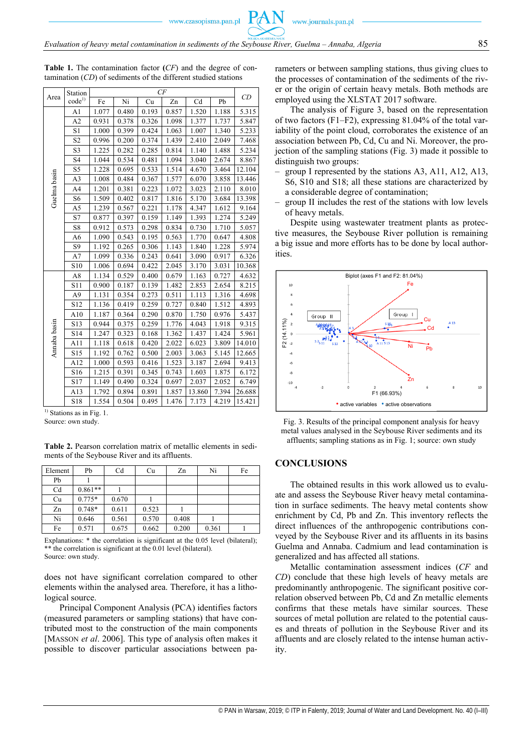**Table 1.** The contamination factor (*CF*) and the degree of contamination (*CD*) of sediments of the different studied stations

| Area | Station code[1] | *CF* | | | | | | *CD* |
|---|---|---|---|---|---|---|---|---|
| | | Fe | Ni | Cu | Zn | Cd | Pb | |
| Guelma basin | A1 | 1.077 | 0.480 | 0.193 | 0.857 | 1.520 | 1.188 | 5.315 |
| | A2 | 0.931 | 0.378 | 0.326 | 1.098 | 1.377 | 1.737 | 5.847 |
| | S1 | 1.000 | 0.399 | 0.424 | 1.063 | 1.007 | 1.340 | 5.233 |
| | S2 | 0.996 | 0.200 | 0.374 | 1.439 | 2.410 | 2.049 | 7.468 |
| | S3 | 1.225 | 0.282 | 0.285 | 0.814 | 1.140 | 1.488 | 5.234 |
| | S4 | 1.044 | 0.534 | 0.481 | 1.094 | 3.040 | 2.674 | 8.867 |
| | S5 | 1.228 | 0.695 | 0.533 | 1.514 | 4.670 | 3.464 | 12.104 |
| | A3 | 1.008 | 0.484 | 0.367 | 1.577 | 6.070 | 3.858 | 13.446 |
| | A4 | 1.201 | 0.381 | 0.223 | 1.072 | 3.023 | 2.110 | 8.010 |
| | S6 | 1.509 | 0.402 | 0.817 | 1.816 | 5.170 | 3.684 | 13.398 |
| | A5 | 1.239 | 0.567 | 0.221 | 1.178 | 4.347 | 1.612 | 9.164 |
| | S7 | 0.877 | 0.397 | 0.159 | 1.149 | 1.393 | 1.274 | 5.249 |
| | S8 | 0.912 | 0.573 | 0.298 | 0.834 | 0.730 | 1.710 | 5.057 |
| | A6 | 1.090 | 0.543 | 0.195 | 0.563 | 1.770 | 0.647 | 4.808 |
| | S9 | 1.192 | 0.265 | 0.306 | 1.143 | 1.840 | 1.228 | 5.974 |
| | A7 | 1.099 | 0.336 | 0.243 | 0.641 | 3.090 | 0.917 | 6.326 |
| | S10 | 1.006 | 0.694 | 0.422 | 2.045 | 3.170 | 3.031 | 10.368 |
| Annaba basin | A8 | 1.134 | 0.529 | 0.400 | 0.679 | 1.163 | 0.727 | 4.632 |
| | S11 | 0.900 | 0.187 | 0.139 | 1.482 | 2.853 | 2.654 | 8.215 |
| | A9 | 1.131 | 0.354 | 0.273 | 0.511 | 1.113 | 1.316 | 4.698 |
| | S12 | 1.136 | 0.419 | 0.259 | 0.727 | 0.840 | 1.512 | 4.893 |
| | A10 | 1.187 | 0.364 | 0.290 | 0.870 | 1.750 | 0.976 | 5.437 |
| | S13 | 0.944 | 0.375 | 0.259 | 1.776 | 4.043 | 1.918 | 9.315 |
| | S14 | 1.247 | 0.323 | 0.168 | 1.362 | 1.437 | 1.424 | 5.961 |
| | A11 | 1.118 | 0.618 | 0.420 | 2.022 | 6.023 | 3.809 | 14.010 |
| | S15 | 1.192 | 0.762 | 0.500 | 2.003 | 3.063 | 5.145 | 12.665 |
| | A12 | 1.000 | 0.593 | 0.416 | 1.523 | 3.187 | 2.694 | 9.413 |
| | S16 | 1.215 | 0.391 | 0.345 | 0.743 | 1.603 | 1.875 | 6.172 |
| | S17 | 1.149 | 0.490 | 0.324 | 0.697 | 2.037 | 2.052 | 6.749 |
| | A13 | 1.792 | 0.894 | 0.891 | 1.857 | 13.860 | 7.394 | 26.688 |
| | S18 | 1.554 | 0.504 | 0.495 | 1.476 | 7.173 | 4.219 | 15.421 |

[1] Stations as in Fig. 1.
Source: own study.

**Table 2.** Pearson correlation matrix of metallic elements in sediments of the Seybouse River and its affluents.

| Element | Pb | Cd | Cu | Zn | Ni | Fe |
|---|---|---|---|---|---|---|
| Pb | 1 | | | | | |
| Cd | 0.861** | 1 | | | | |
| Cu | 0.775* | 0.670 | 1 | | | |
| Zn | 0.748* | 0.611 | 0.523 | 1 | | |
| Ni | 0.646 | 0.561 | 0.570 | 0.408 | 1 | |
| Fe | 0.571 | 0.675 | 0.662 | 0.200 | 0.361 | 1 |

Explanations: * the correlation is significant at the 0.05 level (bilateral); ** the correlation is significant at the 0.01 level (bilateral).
Source: own study.

does not have significant correlation compared to other elements within the analysed area. Therefore, it has a lithological source.

Principal Component Analysis (PCA) identifies factors (measured parameters or sampling stations) that have contributed most to the construction of the main components [MASSON *et al*. 2006]. This type of analysis often makes it possible to discover particular associations between parameters or between sampling stations, thus giving clues to the processes of contamination of the sediments of the river or the origin of certain heavy metals. Both methods are employed using the XLSTAT 2017 software.

The analysis of Figure 3, based on the representation of two factors (F1–F2), expressing 81.04% of the total variability of the point cloud, corroborates the existence of an association between Pb, Cd, Cu and Ni. Moreover, the projection of the sampling stations (Fig. 3) made it possible to distinguish two groups:

- group I represented by the stations A3, A11, A12, A13, S6, S10 and S18; all these stations are characterized by a considerable degree of contamination;
- group II includes the rest of the stations with low levels of heavy metals.

Despite using wastewater treatment plants as protective measures, the Seybouse River pollution is remaining a big issue and more efforts has to be done by local authorities.

Fig. 3. Results of the principal component analysis for heavy metal values analysed in the Seybouse River sediments and its affluents; sampling stations as in Fig. 1; source: own study

## CONCLUSIONS

The obtained results in this work allowed us to evaluate and assess the Seybouse River heavy metal contamination in surface sediments. The heavy metal contents show enrichment by Cd, Pb and Zn. This inventory reflects the direct influences of the anthropogenic contributions conveyed by the Seybouse River and its affluents in its basins Guelma and Annaba. Cadmium and lead contamination is generalized and has affected all stations.

Metallic contamination assessment indices (*CF* and *CD*) conclude that these high levels of heavy metals are predominantly anthropogenic. The significant positive correlation observed between Pb, Cd and Zn metallic elements confirms that these metals have similar sources. These sources of metal pollution are related to the potential causes and threats of pollution in the Seybouse River and its affluents and are closely related to the intense human activity.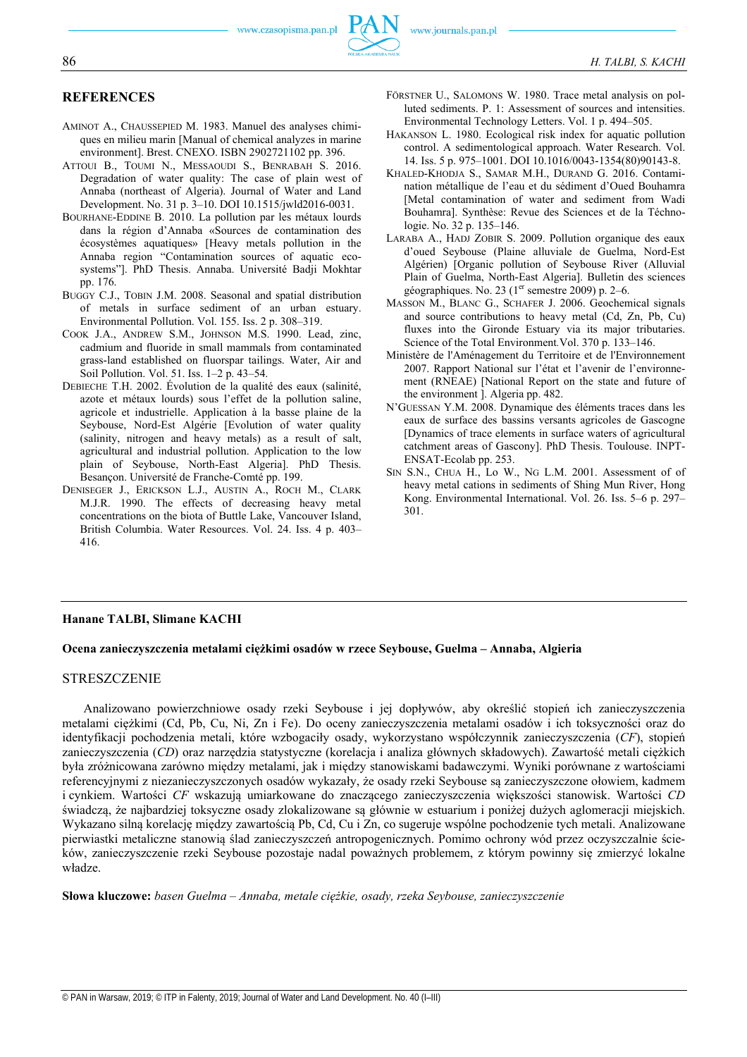## REFERENCES

AMINOT A., CHAUSSEPIED M. 1983. Manuel des analyses chimiques en milieu marin [Manual of chemical analyzes in marine environment]. Brest. CNEXO. ISBN 2902721102 pp. 396.

ATTOUI B., TOUMI N., MESSAOUDI S., BENRABAH S. 2016. Degradation of water quality: The case of plain west of Annaba (northeast of Algeria). Journal of Water and Land Development. No. 31 p. 3–10. DOI 10.1515/jwld2016-0031.

BOURHANE-EDDINE B. 2010. La pollution par les métaux lourds dans la région d'Annaba «Sources de contamination des écosystèmes aquatiques» [Heavy metals pollution in the Annaba region "Contamination sources of aquatic ecosystems"]. PhD Thesis. Annaba. Université Badji Mokhtar pp. 176.

BUGGY C.J., TOBIN J.M. 2008. Seasonal and spatial distribution of metals in surface sediment of an urban estuary. Environmental Pollution. Vol. 155. Iss. 2 p. 308–319.

COOK J.A., ANDREW S.M., JOHNSON M.S. 1990. Lead, zinc, cadmium and fluoride in small mammals from contaminated grass-land established on fluorspar tailings. Water, Air and Soil Pollution. Vol. 51. Iss. 1–2 p. 43–54.

DEBIECHE T.H. 2002. Évolution de la qualité des eaux (salinité, azote et métaux lourds) sous l'effet de la pollution saline, agricole et industrielle. Application à la basse plaine de la Seybouse, Nord-Est Algérie [Evolution of water quality (salinity, nitrogen and heavy metals) as a result of salt, agricultural and industrial pollution. Application to the low plain of Seybouse, North-East Algeria]. PhD Thesis. Besançon. Université de Franche-Comté pp. 199.

DENISEGER J., ERICKSON L.J., AUSTIN A., ROCH M., CLARK M.J.R. 1990. The effects of decreasing heavy metal concentrations on the biota of Buttle Lake, Vancouver Island, British Columbia. Water Resources. Vol. 24. Iss. 4 p. 403–416.

FÖRSTNER U., SALOMONS W. 1980. Trace metal analysis on polluted sediments. P. 1: Assessment of sources and intensities. Environmental Technology Letters. Vol. 1 p. 494–505.

HAKANSON L. 1980. Ecological risk index for aquatic pollution control. A sedimentological approach. Water Research. Vol. 14. Iss. 5 p. 975–1001. DOI 10.1016/0043-1354(80)90143-8.

KHALED-KHODJA S., SAMAR M.H., DURAND G. 2016. Contamination métallique de l'eau et du sédiment d'Oued Bouhamra [Metal contamination of water and sediment from Wadi Bouhamra]. Synthèse: Revue des Sciences et de la Téchnologie. No. 32 p. 135–146.

LARABA A., HADJ ZOBIR S. 2009. Pollution organique des eaux d'oued Seybouse (Plaine alluviale de Guelma, Nord-Est Algérien) [Organic pollution of Seybouse River (Alluvial Plain of Guelma, North-East Algeria]. Bulletin des sciences géographiques. No. 23 (1er semestre 2009) p. 2–6.

MASSON M., BLANC G., SCHAFER J. 2006. Geochemical signals and source contributions to heavy metal (Cd, Zn, Pb, Cu) fluxes into the Gironde Estuary via its major tributaries. Science of the Total Environment. Vol. 370 p. 133–146.

Ministère de l'Aménagement du Territoire et de l'Environnement 2007. Rapport National sur l'état et l'avenir de l'environnement (RNEAE) [National Report on the state and future of the environment ]. Algeria pp. 482.

N'GUESSAN Y.M. 2008. Dynamique des éléments traces dans les eaux de surface des bassins versants agricoles de Gascogne [Dynamics of trace elements in surface waters of agricultural catchment areas of Gascony]. PhD Thesis. Toulouse. INPT-ENSAT-Ecolab pp. 253.

SIN S.N., CHUA H., LO W., NG L.M. 2001. Assessment of of heavy metal cations in sediments of Shing Mun River, Hong Kong. Environmental International. Vol. 26. Iss. 5–6 p. 297–301.

---

**Hanane TALBI, Slimane KACHI**

**Ocena zanieczyszczenia metalami ciężkimi osadów w rzece Seybouse, Guelma – Annaba, Algieria**

## STRESZCZENIE

Analizowano powierzchniowe osady rzeki Seybouse i jej dopływów, aby określić stopień ich zanieczyszczenia metalami ciężkimi (Cd, Pb, Cu, Ni, Zn i Fe). Do oceny zanieczyszczenia metalami osadów i ich toksyczności oraz do identyfikacji pochodzenia metali, które wzbogaciły osady, wykorzystano współczynnik zanieczyszczenia (*CF*), stopień zanieczyszczenia (*CD*) oraz narzędzia statystyczne (korelacja i analiza głównych składowych). Zawartość metali ciężkich była zróżnicowana zarówno między metalami, jak i między stanowiskami badawczymi. Wyniki porównane z wartościami referencyjnymi z niezanieczyszczonych osadów wykazały, że osady rzeki Seybouse są zanieczyszczone ołowiem, kadmem i cynkiem. Wartości *CF* wskazują umiarkowane do znaczącego zanieczyszczenia większości stanowisk. Wartości *CD* świadczą, że najbardziej toksyczne osady zlokalizowane są głównie w estuarium i poniżej dużych aglomeracji miejskich. Wykazano silną korelację między zawartością Pb, Cd, Cu i Zn, co sugeruje wspólne pochodzenie tych metali. Analizowane pierwiastki metaliczne stanowią ślad zanieczyszczeń antropogenicznych. Pomimo ochrony wód przez oczyszczalnie ścieków, zanieczyszczenie rzeki Seybouse pozostaje nadal poważnych problemem, z którym powinny się zmierzyć lokalne władze.

**Słowa kluczowe:** *basen Guelma – Annaba, metale ciężkie, osady, rzeka Seybouse, zanieczyszczenie*